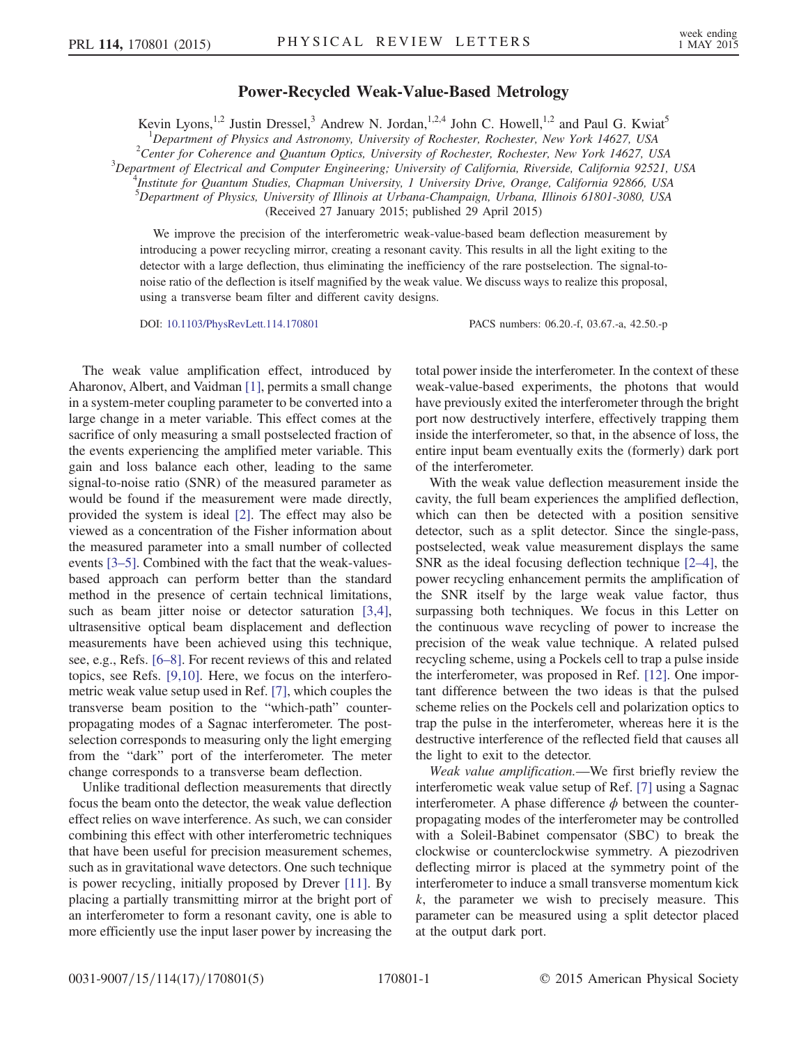# Power-Recycled Weak-Value-Based Metrology

Kevin Lyons,[1,2] Justin Dressel,[3] Andrew N. Jordan,[1,2,4] John C. Howell,[1,2] and Paul G. Kwiat[5]

[1]*Department of Physics and Astronomy, University of Rochester, Rochester, New York 14627, USA*
[2]*Center for Coherence and Quantum Optics, University of Rochester, Rochester, New York 14627, USA*
[3]*Department of Electrical and Computer Engineering; University of California, Riverside, California 92521, USA*
[4]*Institute for Quantum Studies, Chapman University, 1 University Drive, Orange, California 92866, USA*
[5]*Department of Physics, University of Illinois at Urbana-Champaign, Urbana, Illinois 61801-3080, USA*
(Received 27 January 2015; published 29 April 2015)

We improve the precision of the interferometric weak-value-based beam deflection measurement by introducing a power recycling mirror, creating a resonant cavity. This results in all the light exiting to the detector with a large deflection, thus eliminating the inefficiency of the rare postselection. The signal-to-noise ratio of the deflection is itself magnified by the weak value. We discuss ways to realize this proposal, using a transverse beam filter and different cavity designs.

DOI: 10.1103/PhysRevLett.114.170801 PACS numbers: 06.20.-f, 03.67.-a, 42.50.-p

The weak value amplification effect, introduced by Aharonov, Albert, and Vaidman [1], permits a small change in a system-meter coupling parameter to be converted into a large change in a meter variable. This effect comes at the sacrifice of only measuring a small postselected fraction of the events experiencing the amplified meter variable. This gain and loss balance each other, leading to the same signal-to-noise ratio (SNR) of the measured parameter as would be found if the measurement were made directly, provided the system is ideal [2]. The effect may also be viewed as a concentration of the Fisher information about the measured parameter into a small number of collected events [3–5]. Combined with the fact that the weak-values-based approach can perform better than the standard method in the presence of certain technical limitations, such as beam jitter noise or detector saturation [3,4], ultrasensitive optical beam displacement and deflection measurements have been achieved using this technique, see, e.g., Refs. [6–8]. For recent reviews of this and related topics, see Refs. [9,10]. Here, we focus on the interferometric weak value setup used in Ref. [7], which couples the transverse beam position to the "which-path" counter-propagating modes of a Sagnac interferometer. The postselection corresponds to measuring only the light emerging from the "dark" port of the interferometer. The meter change corresponds to a transverse beam deflection.

Unlike traditional deflection measurements that directly focus the beam onto the detector, the weak value deflection effect relies on wave interference. As such, we can consider combining this effect with other interferometric techniques that have been useful for precision measurement schemes, such as in gravitational wave detectors. One such technique is power recycling, initially proposed by Drever [11]. By placing a partially transmitting mirror at the bright port of an interferometer to form a resonant cavity, one is able to more efficiently use the input laser power by increasing the total power inside the interferometer. In the context of these weak-value-based experiments, the photons that would have previously exited the interferometer through the bright port now destructively interfere, effectively trapping them inside the interferometer, so that, in the absence of loss, the entire input beam eventually exits the (formerly) dark port of the interferometer.

With the weak value deflection measurement inside the cavity, the full beam experiences the amplified deflection, which can then be detected with a position sensitive detector, such as a split detector. Since the single-pass, postselected, weak value measurement displays the same SNR as the ideal focusing deflection technique [2–4], the power recycling enhancement permits the amplification of the SNR itself by the large weak value factor, thus surpassing both techniques. We focus in this Letter on the continuous wave recycling of power to increase the precision of the weak value technique. A related pulsed recycling scheme, using a Pockels cell to trap a pulse inside the interferometer, was proposed in Ref. [12]. One important difference between the two ideas is that the pulsed scheme relies on the Pockels cell and polarization optics to trap the pulse in the interferometer, whereas here it is the destructive interference of the reflected field that causes all the light to exit to the detector.

*Weak value amplification.*—We first briefly review the interferometic weak value setup of Ref. [7] using a Sagnac interferometer. A phase difference $\phi$ between the counter-propagating modes of the interferometer may be controlled with a Soleil-Babinet compensator (SBC) to break the clockwise or counterclockwise symmetry. A piezodriven deflecting mirror is placed at the symmetry point of the interferometer to induce a small transverse momentum kick $k$, the parameter we wish to precisely measure. This parameter can be measured using a split detector placed at the output dark port.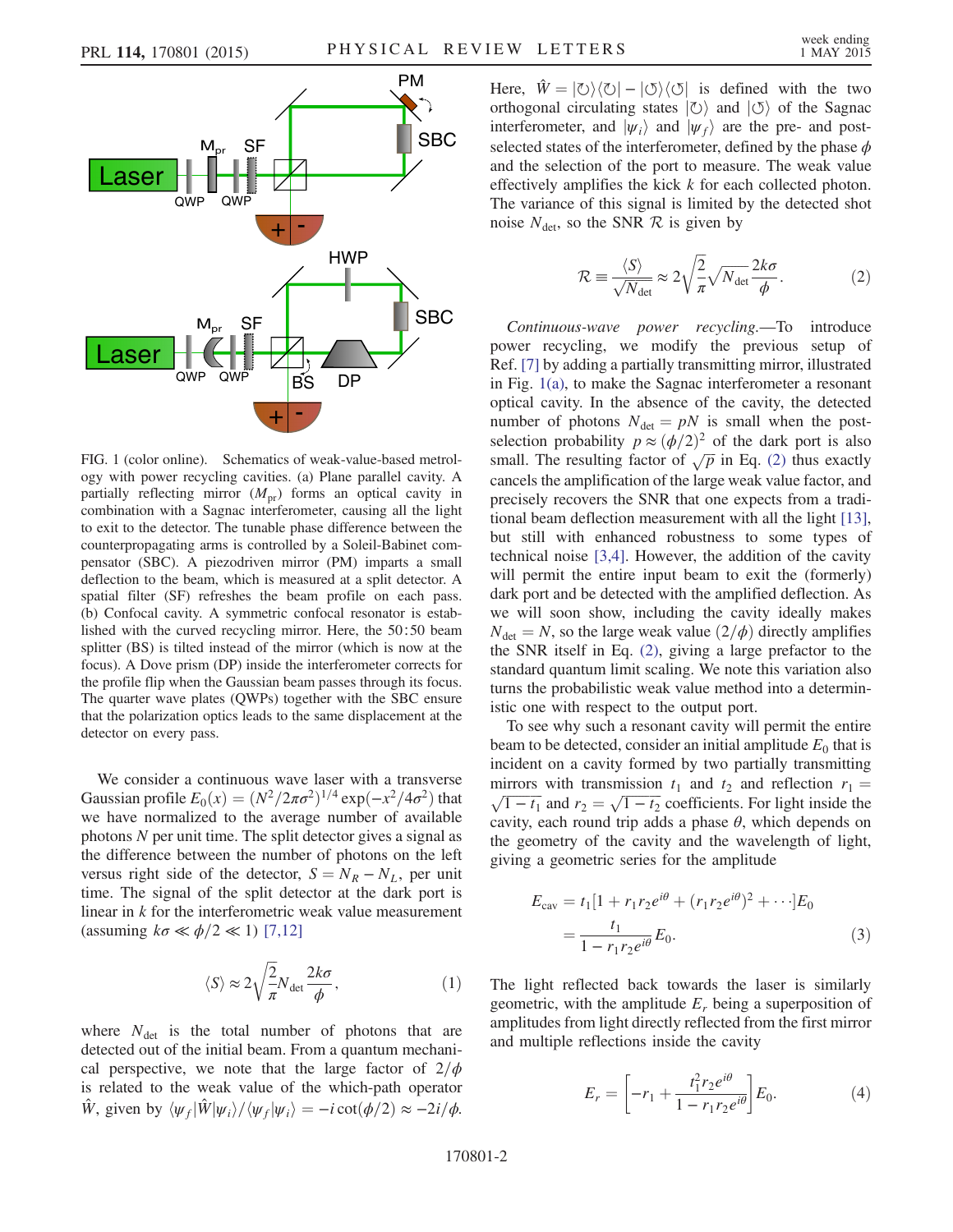FIG. 1 (color online). Schematics of weak-value-based metrology with power recycling cavities. (a) Plane parallel cavity. A partially reflecting mirror ($M_{\rm pr}$) forms an optical cavity in combination with a Sagnac interferometer, causing all the light to exit to the detector. The tunable phase difference between the counterpropagating arms is controlled by a Soleil-Babinet compensator (SBC). A piezodriven mirror (PM) imparts a small deflection to the beam, which is measured at a split detector. A spatial filter (SF) refreshes the beam profile on each pass. (b) Confocal cavity. A symmetric confocal resonator is established with the curved recycling mirror. Here, the 50:50 beam splitter (BS) is tilted instead of the mirror (which is now at the focus). A Dove prism (DP) inside the interferometer corrects for the profile flip when the Gaussian beam passes through its focus. The quarter wave plates (QWPs) together with the SBC ensure that the polarization optics leads to the same displacement at the detector on every pass.

We consider a continuous wave laser with a transverse Gaussian profile $E_0(x) = (N^2/2\pi\sigma^2)^{1/4}\exp(-x^2/4\sigma^2)$ that we have normalized to the average number of available photons $N$ per unit time. The split detector gives a signal as the difference between the number of photons on the left versus right side of the detector, $S = N_R - N_L$, per unit time. The signal of the split detector at the dark port is linear in $k$ for the interferometric weak value measurement (assuming $k\sigma \ll \phi/2 \ll 1$) [7,12]

$$\langle S\rangle \approx 2\sqrt{\frac{2}{\pi}} N_{\rm det}\frac{2k\sigma}{\phi}, \tag{1}$$

where $N_{\rm det}$ is the total number of photons that are detected out of the initial beam. From a quantum mechanical perspective, we note that the large factor of $2/\phi$ is related to the weak value of the which-path operator $\hat{W}$, given by $\langle\psi_f|\hat{W}|\psi_i\rangle/\langle\psi_f|\psi_i\rangle = -i\cot(\phi/2) \approx -2i/\phi$. Here, $\hat{W} = |\circlearrowright\rangle\langle\circlearrowright| - |\circlearrowleft\rangle\langle\circlearrowleft|$ is defined with the two orthogonal circulating states $|\circlearrowright\rangle$ and $|\circlearrowleft\rangle$ of the Sagnac interferometer, and $|\psi_i\rangle$ and $|\psi_f\rangle$ are the pre- and post-selected states of the interferometer, defined by the phase $\phi$ and the selection of the port to measure. The weak value effectively amplifies the kick $k$ for each collected photon. The variance of this signal is limited by the detected shot noise $N_{\rm det}$, so the SNR $\mathcal{R}$ is given by

$$\mathcal{R} \equiv \frac{\langle S\rangle}{\sqrt{N_{\rm det}}} \approx 2\sqrt{\frac{2}{\pi}}\sqrt{N_{\rm det}}\frac{2k\sigma}{\phi}. \tag{2}$$

*Continuous-wave power recycling.*—To introduce power recycling, we modify the previous setup of Ref. [7] by adding a partially transmitting mirror, illustrated in Fig. 1(a), to make the Sagnac interferometer a resonant optical cavity. In the absence of the cavity, the detected number of photons $N_{\rm det} = pN$ is small when the post-selection probability $p \approx (\phi/2)^2$ of the dark port is also small. The resulting factor of $\sqrt{p}$ in Eq. (2) thus exactly cancels the amplification of the large weak value factor, and precisely recovers the SNR that one expects from a traditional beam deflection measurement with all the light [13], but still with enhanced robustness to some types of technical noise [3,4]. However, the addition of the cavity will permit the entire input beam to exit the (formerly) dark port and be detected with the amplified deflection. As we will soon show, including the cavity ideally makes $N_{\rm det} = N$, so the large weak value $(2/\phi)$ directly amplifies the SNR itself in Eq. (2), giving a large prefactor to the standard quantum limit scaling. We note this variation also turns the probabilistic weak value method into a deterministic one with respect to the output port.

To see why such a resonant cavity will permit the entire beam to be detected, consider an initial amplitude $E_0$ that is incident on a cavity formed by two partially transmitting mirrors with transmission $t_1$ and $t_2$ and reflection $r_1 = \sqrt{1-t_1}$ and $r_2 = \sqrt{1-t_2}$ coefficients. For light inside the cavity, each round trip adds a phase $\theta$, which depends on the geometry of the cavity and the wavelength of light, giving a geometric series for the amplitude

$$\begin{aligned} E_{\rm cav} &= t_1[1 + r_1 r_2 e^{i\theta} + (r_1 r_2 e^{i\theta})^2 + \cdots]E_0 \\ &= \frac{t_1}{1 - r_1 r_2 e^{i\theta}}E_0. \end{aligned} \tag{3}$$

The light reflected back towards the laser is similarly geometric, with the amplitude $E_r$ being a superposition of amplitudes from light directly reflected from the first mirror and multiple reflections inside the cavity

$$E_r = \left[-r_1 + \frac{t_1^2 r_2 e^{i\theta}}{1 - r_1 r_2 e^{i\theta}}\right]E_0. \tag{4}$$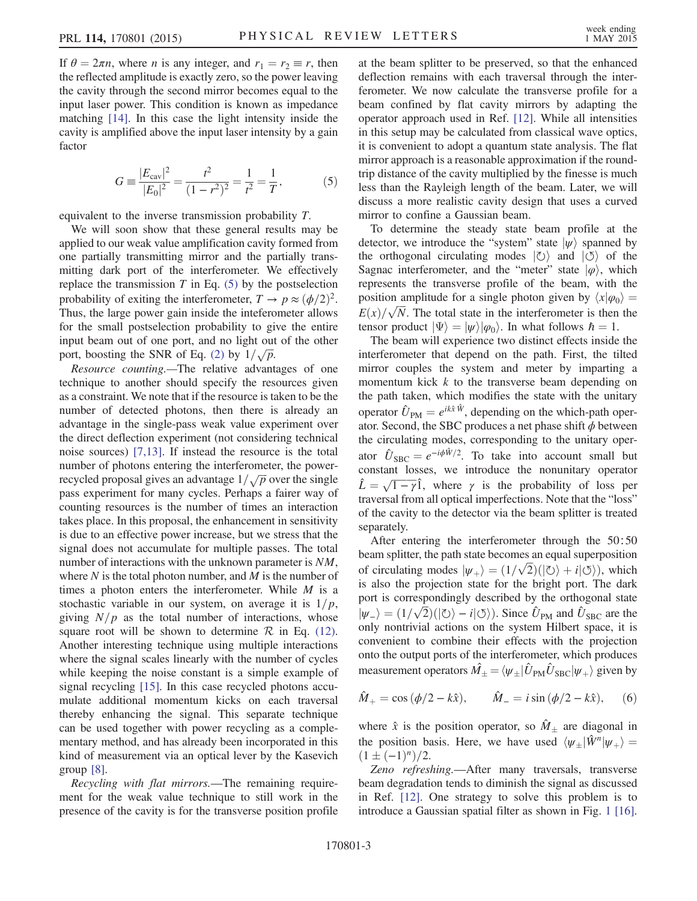If $\theta = 2\pi n$, where $n$ is any integer, and $r_1 = r_2 \equiv r$, then the reflected amplitude is exactly zero, so the power leaving the cavity through the second mirror becomes equal to the input laser power. This condition is known as impedance matching [14]. In this case the light intensity inside the cavity is amplified above the input laser intensity by a gain factor

$$G \equiv \frac{|E_{\rm cav}|^2}{|E_0|^2} = \frac{t^2}{(1-r^2)^2} = \frac{1}{t^2} = \frac{1}{T}, \tag{5}$$

equivalent to the inverse transmission probability $T$.

We will soon show that these general results may be applied to our weak value amplification cavity formed from one partially transmitting mirror and the partially transmitting dark port of the interferometer. We effectively replace the transmission $T$ in Eq. (5) by the postselection probability of exiting the interferometer, $T \to p \approx (\phi/2)^2$. Thus, the large power gain inside the inteferometer allows for the small postselection probability to give the entire input beam out of one port, and no light out of the other port, boosting the SNR of Eq. (2) by $1/\sqrt{p}$.

*Resource counting.*—The relative advantages of one technique to another should specify the resources given as a constraint. We note that if the resource is taken to be the number of detected photons, then there is already an advantage in the single-pass weak value experiment over the direct deflection experiment (not considering technical noise sources) [7,13]. If instead the resource is the total number of photons entering the interferometer, the power-recycled proposal gives an advantage $1/\sqrt{p}$ over the single pass experiment for many cycles. Perhaps a fairer way of counting resources is the number of times an interaction takes place. In this proposal, the enhancement in sensitivity is due to an effective power increase, but we stress that the signal does not accumulate for multiple passes. The total number of interactions with the unknown parameter is $NM$, where $N$ is the total photon number, and $M$ is the number of times a photon enters the interferometer. While $M$ is a stochastic variable in our system, on average it is $1/p$, giving $N/p$ as the total number of interactions, whose square root will be shown to determine $\mathcal{R}$ in Eq. (12). Another interesting technique using multiple interactions where the signal scales linearly with the number of cycles while keeping the noise constant is a simple example of signal recycling [15]. In this case recycled photons accumulate additional momentum kicks on each traversal thereby enhancing the signal. This separate technique can be used together with power recycling as a complementary method, and has already been incorporated in this kind of measurement via an optical lever by the Kasevich group [8].

*Recycling with flat mirrors.*—The remaining requirement for the weak value technique to still work in the presence of the cavity is for the transverse position profile at the beam splitter to be preserved, so that the enhanced deflection remains with each traversal through the interferometer. We now calculate the transverse profile for a beam confined by flat cavity mirrors by adapting the operator approach used in Ref. [12]. While all intensities in this setup may be calculated from classical wave optics, it is convenient to adopt a quantum state analysis. The flat mirror approach is a reasonable approximation if the round-trip distance of the cavity multiplied by the finesse is much less than the Rayleigh length of the beam. Later, we will discuss a more realistic cavity design that uses a curved mirror to confine a Gaussian beam.

To determine the steady state beam profile at the detector, we introduce the "system" state $|\psi\rangle$ spanned by the orthogonal circulating modes $|\circlearrowright\rangle$ and $|\circlearrowleft\rangle$ of the Sagnac interferometer, and the "meter" state $|\varphi\rangle$, which represents the transverse profile of the beam, with the position amplitude for a single photon given by $\langle x|\varphi_0\rangle = E(x)/\sqrt{N}$. The total state in the interferometer is then the tensor product $|\Psi\rangle = |\psi\rangle|\varphi_0\rangle$. In what follows $\hbar = 1$.

The beam will experience two distinct effects inside the interferometer that depend on the path. First, the tilted mirror couples the system and meter by imparting a momentum kick $k$ to the transverse beam depending on the path taken, which modifies the state with the unitary operator $\hat{U}_{\rm PM} = e^{ik\hat{x}\hat{W}}$, depending on the which-path operator. Second, the SBC produces a net phase shift $\phi$ between the circulating modes, corresponding to the unitary operator $\hat{U}_{\rm SBC} = e^{-i\phi\hat{W}/2}$. To take into account small but constant losses, we introduce the nonunitary operator $\hat{L} = \sqrt{1-\gamma}\hat{1}$, where $\gamma$ is the probability of loss per traversal from all optical imperfections. Note that the "loss" of the cavity to the detector via the beam splitter is treated separately.

After entering the interferometer through the 50:50 beam splitter, the path state becomes an equal superposition of circulating modes $|\psi_+\rangle = (1/\sqrt{2})(|\circlearrowright\rangle + i|\circlearrowleft\rangle)$, which is also the projection state for the bright port. The dark port is correspondingly described by the orthogonal state $|\psi_-\rangle = (1/\sqrt{2})(|\circlearrowright\rangle - i|\circlearrowleft\rangle)$. Since $\hat{U}_{\rm PM}$ and $\hat{U}_{\rm SBC}$ are the only nontrivial actions on the system Hilbert space, it is convenient to combine their effects with the projection onto the output ports of the interferometer, which produces measurement operators $\hat{M}_\pm = \langle\psi_\pm|\hat{U}_{\rm PM}\hat{U}_{\rm SBC}|\psi_+\rangle$ given by

$$\hat{M}_+ = \cos(\phi/2 - k\hat{x}), \qquad \hat{M}_- = i\sin(\phi/2 - k\hat{x}), \tag{6}$$

where $\hat{x}$ is the position operator, so $\hat{M}_\pm$ are diagonal in the position basis. Here, we have used $\langle\psi_\pm|\hat{W}^n|\psi_+\rangle = (1 \pm (-1)^n)/2$.

*Zeno refreshing.*—After many traversals, transverse beam degradation tends to diminish the signal as discussed in Ref. [12]. One strategy to solve this problem is to introduce a Gaussian spatial filter as shown in Fig. 1 [16].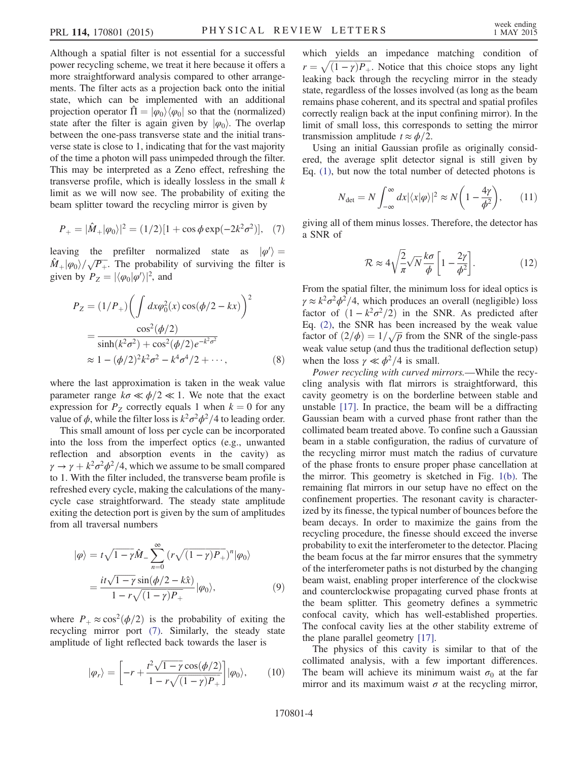Although a spatial filter is not essential for a successful power recycling scheme, we treat it here because it offers a more straightforward analysis compared to other arrangements. The filter acts as a projection back onto the initial state, which can be implemented with an additional projection operator $\hat{\Pi} = |\varphi_0\rangle\langle\varphi_0|$ so that the (normalized) state after the filter is again given by $|\varphi_0\rangle$. The overlap between the one-pass transverse state and the initial transverse state is close to 1, indicating that for the vast majority of the time a photon will pass unimpeded through the filter. This may be interpreted as a Zeno effect, refreshing the transverse profile, which is ideally lossless in the small $k$ limit as we will now see. The probability of exiting the beam splitter toward the recycling mirror is given by

$$P_+ = |\hat{M}_+|\varphi_0\rangle|^2 = (1/2)[1 + \cos\phi \exp(-2k^2\sigma^2)], \quad (7)$$

leaving the prefilter normalized state as $|\varphi'\rangle = \hat{M}_+|\varphi_0\rangle/\sqrt{P_+}$. The probability of surviving the filter is given by $P_Z = |\langle\varphi_0|\varphi'\rangle|^2$, and

$$\begin{aligned} P_Z &= (1/P_+)\left(\int dx \varphi_0^2(x)\cos(\phi/2 - kx)\right)^2 \\ &= \frac{\cos^2(\phi/2)}{\sinh(k^2\sigma^2) + \cos^2(\phi/2)e^{-k^2\sigma^2}} \\ &\approx 1 - (\phi/2)^2 k^2\sigma^2 - k^4\sigma^4/2 + \cdots, \end{aligned} \quad (8)$$

where the last approximation is taken in the weak value parameter range $k\sigma \ll \phi/2 \ll 1$. We note that the exact expression for $P_Z$ correctly equals 1 when $k = 0$ for any value of $\phi$, while the filter loss is $k^2\sigma^2\phi^2/4$ to leading order.

This small amount of loss per cycle can be incorporated into the loss from the imperfect optics (e.g., unwanted reflection and absorption events in the cavity) as $\gamma \to \gamma + k^2\sigma^2\phi^2/4$, which we assume to be small compared to 1. With the filter included, the transverse beam profile is refreshed every cycle, making the calculations of the many-cycle case straightforward. The steady state amplitude exiting the detection port is given by the sum of amplitudes from all traversal numbers

$$\begin{aligned} |\varphi\rangle &= t\sqrt{1-\gamma}\hat{M}_- \sum_{n=0}^{\infty} (r\sqrt{(1-\gamma)P_+})^n |\varphi_0\rangle \\ &= \frac{it\sqrt{1-\gamma}\sin(\phi/2 - k\hat{x})}{1 - r\sqrt{(1-\gamma)P_+}}|\varphi_0\rangle, \end{aligned} \quad (9)$$

where $P_+ \approx \cos^2(\phi/2)$ is the probability of exiting the recycling mirror port (7). Similarly, the steady state amplitude of light reflected back towards the laser is

$$|\varphi_r\rangle = \left[-r + \frac{t^2\sqrt{1-\gamma}\cos(\phi/2)}{1 - r\sqrt{(1-\gamma)P_+}}\right]|\varphi_0\rangle, \quad (10)$$

which yields an impedance matching condition of $r = \sqrt{(1-\gamma)P_+}$. Notice that this choice stops any light leaking back through the recycling mirror in the steady state, regardless of the losses involved (as long as the beam remains phase coherent, and its spectral and spatial profiles correctly realign back at the input confining mirror). In the limit of small loss, this corresponds to setting the mirror transmission amplitude $t \approx \phi/2$.

Using an initial Gaussian profile as originally considered, the average split detector signal is still given by Eq. (1), but now the total number of detected photons is

$$N_{\text{det}} = N \int_{-\infty}^{\infty} dx |\langle x|\varphi\rangle|^2 \approx N\left(1 - \frac{4\gamma}{\phi^2}\right), \quad (11)$$

giving all of them minus losses. Therefore, the detector has a SNR of

$$\mathcal{R} \approx 4\sqrt{\frac{2}{\pi}}\sqrt{N}\frac{k\sigma}{\phi}\left[1 - \frac{2\gamma}{\phi^2}\right]. \quad (12)$$

From the spatial filter, the minimum loss for ideal optics is $\gamma \approx k^2\sigma^2\phi^2/4$, which produces an overall (negligible) loss factor of $(1 - k^2\sigma^2/2)$ in the SNR. As predicted after Eq. (2), the SNR has been increased by the weak value factor of $(2/\phi) = 1/\sqrt{p}$ from the SNR of the single-pass weak value setup (and thus the traditional deflection setup) when the loss $\gamma \ll \phi^2/4$ is small.

*Power recycling with curved mirrors.*—While the recycling analysis with flat mirrors is straightforward, this cavity geometry is on the borderline between stable and unstable [17]. In practice, the beam will be a diffracting Gaussian beam with a curved phase front rather than the collimated beam treated above. To confine such a Gaussian beam in a stable configuration, the radius of curvature of the recycling mirror must match the radius of curvature of the phase fronts to ensure proper phase cancellation at the mirror. This geometry is sketched in Fig. 1(b). The remaining flat mirrors in our setup have no effect on the confinement properties. The resonant cavity is characterized by its finesse, the typical number of bounces before the beam decays. In order to maximize the gains from the recycling procedure, the finesse should exceed the inverse probability to exit the interferometer to the detector. Placing the beam focus at the far mirror ensures that the symmetry of the interferometer paths is not disturbed by the changing beam waist, enabling proper interference of the clockwise and counterclockwise propagating curved phase fronts at the beam splitter. This geometry defines a symmetric confocal cavity, which has well-established properties. The confocal cavity lies at the other stability extreme of the plane parallel geometry [17].

The physics of this cavity is similar to that of the collimated analysis, with a few important differences. The beam will achieve its minimum waist $\sigma_0$ at the far mirror and its maximum waist $\sigma$ at the recycling mirror,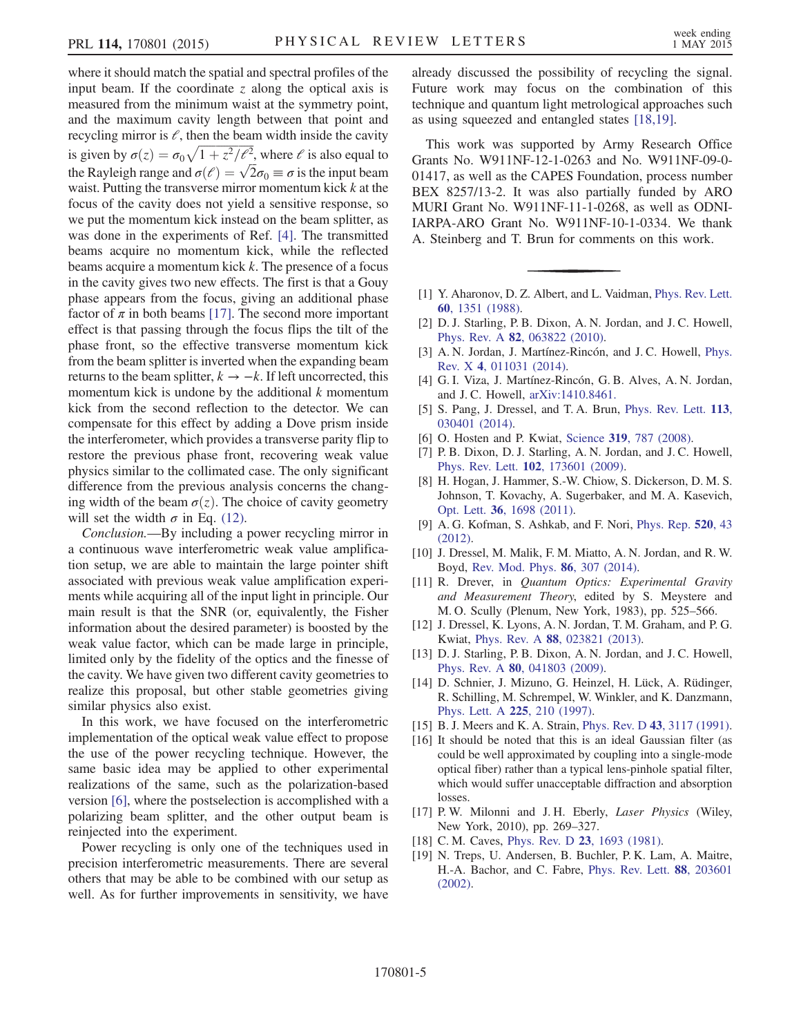where it should match the spatial and spectral profiles of the input beam. If the coordinate $z$ along the optical axis is measured from the minimum waist at the symmetry point, and the maximum cavity length between that point and recycling mirror is $\ell$, then the beam width inside the cavity is given by $\sigma(z) = \sigma_0\sqrt{1 + z^2/\ell^2}$, where $\ell$ is also equal to the Rayleigh range and $\sigma(\ell) = \sqrt{2}\sigma_0 \equiv \sigma$ is the input beam waist. Putting the transverse mirror momentum kick $k$ at the focus of the cavity does not yield a sensitive response, so we put the momentum kick instead on the beam splitter, as was done in the experiments of Ref. [4]. The transmitted beams acquire no momentum kick, while the reflected beams acquire a momentum kick $k$. The presence of a focus in the cavity gives two new effects. The first is that a Gouy phase appears from the focus, giving an additional phase factor of $\pi$ in both beams [17]. The second more important effect is that passing through the focus flips the tilt of the phase front, so the effective transverse momentum kick from the beam splitter is inverted when the expanding beam returns to the beam splitter, $k \to -k$. If left uncorrected, this momentum kick is undone by the additional $k$ momentum kick from the second reflection to the detector. We can compensate for this effect by adding a Dove prism inside the interferometer, which provides a transverse parity flip to restore the previous phase front, recovering weak value physics similar to the collimated case. The only significant difference from the previous analysis concerns the changing width of the beam $\sigma(z)$. The choice of cavity geometry will set the width $\sigma$ in Eq. (12).

*Conclusion.*—By including a power recycling mirror in a continuous wave interferometric weak value amplification setup, we are able to maintain the large pointer shift associated with previous weak value amplification experiments while acquiring all of the input light in principle. Our main result is that the SNR (or, equivalently, the Fisher information about the desired parameter) is boosted by the weak value factor, which can be made large in principle, limited only by the fidelity of the optics and the finesse of the cavity. We have given two different cavity geometries to realize this proposal, but other stable geometries giving similar physics also exist.

In this work, we have focused on the interferometric implementation of the optical weak value effect to propose the use of the power recycling technique. However, the same basic idea may be applied to other experimental realizations of the same, such as the polarization-based version [6], where the postselection is accomplished with a polarizing beam splitter, and the other output beam is reinjected into the experiment.

Power recycling is only one of the techniques used in precision interferometric measurements. There are several others that may be able to be combined with our setup as well. As for further improvements in sensitivity, we have already discussed the possibility of recycling the signal. Future work may focus on the combination of this technique and quantum light metrological approaches such as using squeezed and entangled states [18,19].

This work was supported by Army Research Office Grants No. W911NF-12-1-0263 and No. W911NF-09-0-01417, as well as the CAPES Foundation, process number BEX 8257/13-2. It was also partially funded by ARO MURI Grant No. W911NF-11-1-0268, as well as ODNI-IARPA-ARO Grant No. W911NF-10-1-0334. We thank A. Steinberg and T. Brun for comments on this work.

---

[1] Y. Aharonov, D. Z. Albert, and L. Vaidman, Phys. Rev. Lett. **60**, 1351 (1988).

[2] D. J. Starling, P. B. Dixon, A. N. Jordan, and J. C. Howell, Phys. Rev. A **82**, 063822 (2010).

[3] A. N. Jordan, J. Martínez-Rincón, and J. C. Howell, Phys. Rev. X **4**, 011031 (2014).

[4] G. I. Viza, J. Martínez-Rincón, G. B. Alves, A. N. Jordan, and J. C. Howell, arXiv:1410.8461.

[5] S. Pang, J. Dressel, and T. A. Brun, Phys. Rev. Lett. **113**, 030401 (2014).

[6] O. Hosten and P. Kwiat, Science **319**, 787 (2008).

[7] P. B. Dixon, D. J. Starling, A. N. Jordan, and J. C. Howell, Phys. Rev. Lett. **102**, 173601 (2009).

[8] H. Hogan, J. Hammer, S.-W. Chiow, S. Dickerson, D. M. S. Johnson, T. Kovachy, A. Sugerbaker, and M. A. Kasevich, Opt. Lett. **36**, 1698 (2011).

[9] A. G. Kofman, S. Ashkab, and F. Nori, Phys. Rep. **520**, 43 (2012).

[10] J. Dressel, M. Malik, F. M. Miatto, A. N. Jordan, and R. W. Boyd, Rev. Mod. Phys. **86**, 307 (2014).

[11] R. Drever, in *Quantum Optics: Experimental Gravity and Measurement Theory*, edited by S. Meystere and M. O. Scully (Plenum, New York, 1983), pp. 525–566.

[12] J. Dressel, K. Lyons, A. N. Jordan, T. M. Graham, and P. G. Kwiat, Phys. Rev. A **88**, 023821 (2013).

[13] D. J. Starling, P. B. Dixon, A. N. Jordan, and J. C. Howell, Phys. Rev. A **80**, 041803 (2009).

[14] D. Schnier, J. Mizuno, G. Heinzel, H. Lück, A. Rüdinger, R. Schilling, M. Schrempel, W. Winkler, and K. Danzmann, Phys. Lett. A **225**, 210 (1997).

[15] B. J. Meers and K. A. Strain, Phys. Rev. D **43**, 3117 (1991).

[16] It should be noted that this is an ideal Gaussian filter (as could be well approximated by coupling into a single-mode optical fiber) rather than a typical lens-pinhole spatial filter, which would suffer unacceptable diffraction and absorption losses.

[17] P. W. Milonni and J. H. Eberly, *Laser Physics* (Wiley, New York, 2010), pp. 269–327.

[18] C. M. Caves, Phys. Rev. D **23**, 1693 (1981).

[19] N. Treps, U. Andersen, B. Buchler, P. K. Lam, A. Maitre, H.-A. Bachor, and C. Fabre, Phys. Rev. Lett. **88**, 203601 (2002).